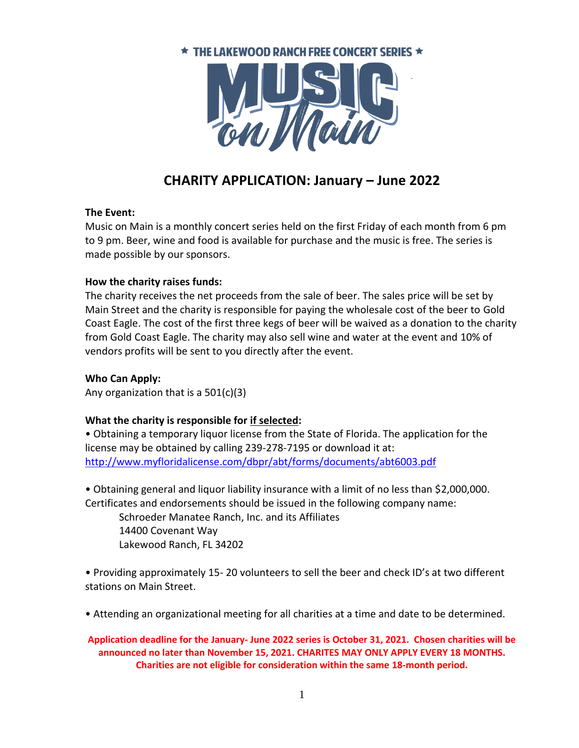★ THE LAKEWOOD RANCH FREE CONCERT SERIES ★

MUSIC on Main

# CHARITY APPLICATION: January – June 2022

**The Event:**
Music on Main is a monthly concert series held on the first Friday of each month from 6 pm to 9 pm. Beer, wine and food is available for purchase and the music is free. The series is made possible by our sponsors.

**How the charity raises funds:**
The charity receives the net proceeds from the sale of beer. The sales price will be set by Main Street and the charity is responsible for paying the wholesale cost of the beer to Gold Coast Eagle. The cost of the first three kegs of beer will be waived as a donation to the charity from Gold Coast Eagle. The charity may also sell wine and water at the event and 10% of vendors profits will be sent to you directly after the event.

**Who Can Apply:**
Any organization that is a 501(c)(3)

**What the charity is responsible for <u>if selected</u>:**

• Obtaining a temporary liquor license from the State of Florida. The application for the license may be obtained by calling 239-278-7195 or download it at: http://www.myfloridalicense.com/dbpr/abt/forms/documents/abt6003.pdf

• Obtaining general and liquor liability insurance with a limit of no less than $2,000,000. Certificates and endorsements should be issued in the following company name:

> Schroeder Manatee Ranch, Inc. and its Affiliates
> 14400 Covenant Way
> Lakewood Ranch, FL 34202

• Providing approximately 15- 20 volunteers to sell the beer and check ID's at two different stations on Main Street.

• Attending an organizational meeting for all charities at a time and date to be determined.

**Application deadline for the January- June 2022 series is October 31, 2021. Chosen charities will be announced no later than November 15, 2021. CHARITES MAY ONLY APPLY EVERY 18 MONTHS. Charities are not eligible for consideration within the same 18-month period.**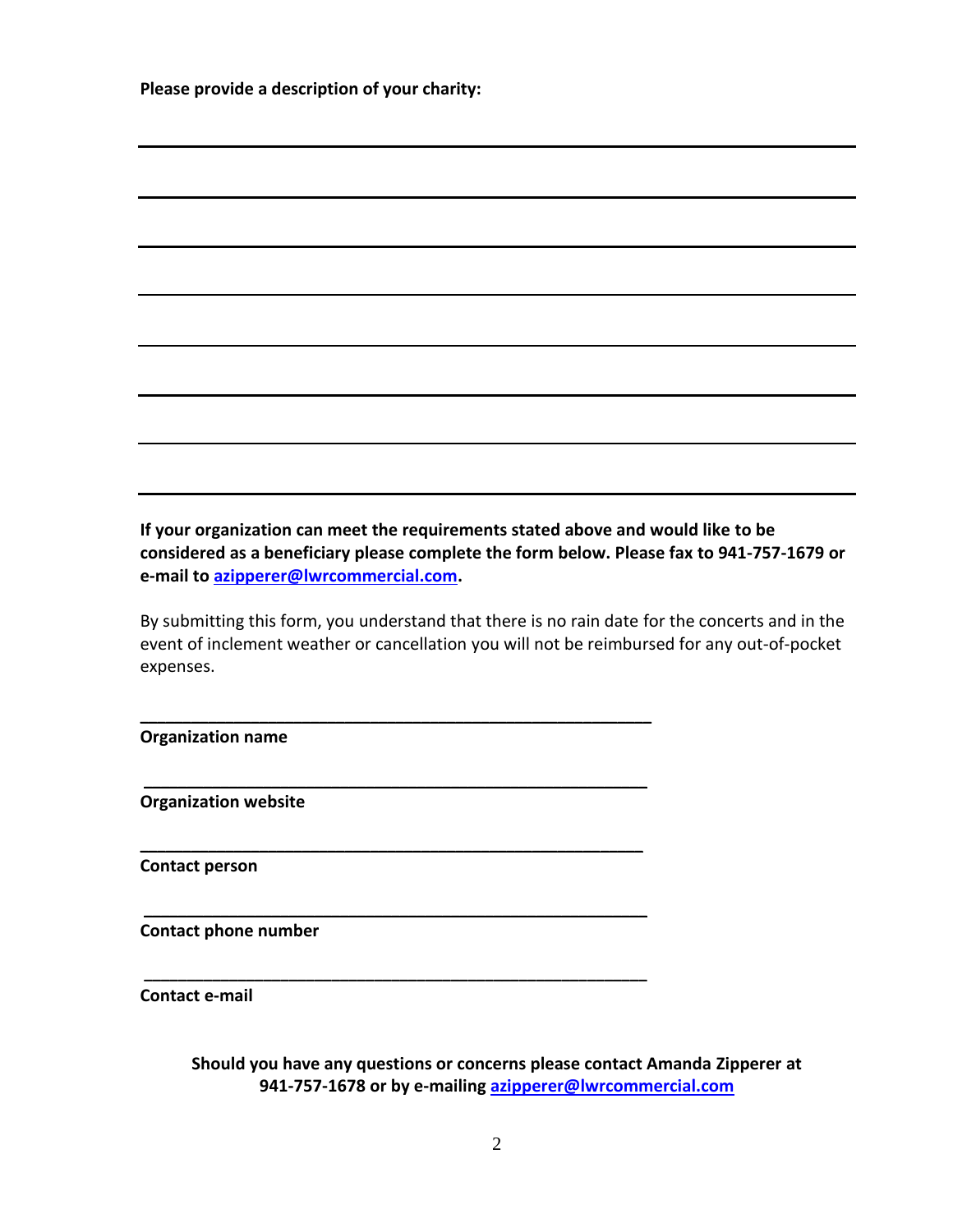**Please provide a description of your charity:**

\_\_\_\_\_\_\_\_\_\_\_\_\_\_\_\_\_\_\_\_\_\_\_\_\_\_\_\_\_\_\_\_\_\_\_\_\_\_\_\_\_\_\_\_\_\_\_\_\_\_\_\_\_\_\_\_\_\_\_\_

\_\_\_\_\_\_\_\_\_\_\_\_\_\_\_\_\_\_\_\_\_\_\_\_\_\_\_\_\_\_\_\_\_\_\_\_\_\_\_\_\_\_\_\_\_\_\_\_\_\_\_\_\_\_\_\_\_\_\_\_

\_\_\_\_\_\_\_\_\_\_\_\_\_\_\_\_\_\_\_\_\_\_\_\_\_\_\_\_\_\_\_\_\_\_\_\_\_\_\_\_\_\_\_\_\_\_\_\_\_\_\_\_\_\_\_\_\_\_\_\_

\_\_\_\_\_\_\_\_\_\_\_\_\_\_\_\_\_\_\_\_\_\_\_\_\_\_\_\_\_\_\_\_\_\_\_\_\_\_\_\_\_\_\_\_\_\_\_\_\_\_\_\_\_\_\_\_\_\_\_\_

\_\_\_\_\_\_\_\_\_\_\_\_\_\_\_\_\_\_\_\_\_\_\_\_\_\_\_\_\_\_\_\_\_\_\_\_\_\_\_\_\_\_\_\_\_\_\_\_\_\_\_\_\_\_\_\_\_\_\_\_

\_\_\_\_\_\_\_\_\_\_\_\_\_\_\_\_\_\_\_\_\_\_\_\_\_\_\_\_\_\_\_\_\_\_\_\_\_\_\_\_\_\_\_\_\_\_\_\_\_\_\_\_\_\_\_\_\_\_\_\_

\_\_\_\_\_\_\_\_\_\_\_\_\_\_\_\_\_\_\_\_\_\_\_\_\_\_\_\_\_\_\_\_\_\_\_\_\_\_\_\_\_\_\_\_\_\_\_\_\_\_\_\_\_\_\_\_\_\_\_\_

\_\_\_\_\_\_\_\_\_\_\_\_\_\_\_\_\_\_\_\_\_\_\_\_\_\_\_\_\_\_\_\_\_\_\_\_\_\_\_\_\_\_\_\_\_\_\_\_\_\_\_\_\_\_\_\_\_\_\_\_

**If your organization can meet the requirements stated above and would like to be considered as a beneficiary please complete the form below. Please fax to 941-757-1679 or e-mail to [azipperer@lwrcommercial.com](mailto:azipperer@lwrcommercial.com).**

By submitting this form, you understand that there is no rain date for the concerts and in the event of inclement weather or cancellation you will not be reimbursed for any out-of-pocket expenses.

\_\_\_\_\_\_\_\_\_\_\_\_\_\_\_\_\_\_\_\_\_\_\_\_\_\_\_\_\_\_\_\_\_\_\_\_\_\_\_\_\_\_\_\_\_\_\_\_\_\_\_\_\_\_\_\_\_\_\_\_

**Organization name**

\_\_\_\_\_\_\_\_\_\_\_\_\_\_\_\_\_\_\_\_\_\_\_\_\_\_\_\_\_\_\_\_\_\_\_\_\_\_\_\_\_\_\_\_\_\_\_\_\_\_\_\_\_\_\_\_\_\_\_\_

**Organization website**

\_\_\_\_\_\_\_\_\_\_\_\_\_\_\_\_\_\_\_\_\_\_\_\_\_\_\_\_\_\_\_\_\_\_\_\_\_\_\_\_\_\_\_\_\_\_\_\_\_\_\_\_\_\_\_\_\_\_\_\_

**Contact person**

\_\_\_\_\_\_\_\_\_\_\_\_\_\_\_\_\_\_\_\_\_\_\_\_\_\_\_\_\_\_\_\_\_\_\_\_\_\_\_\_\_\_\_\_\_\_\_\_\_\_\_\_\_\_\_\_\_\_\_\_

**Contact phone number**

\_\_\_\_\_\_\_\_\_\_\_\_\_\_\_\_\_\_\_\_\_\_\_\_\_\_\_\_\_\_\_\_\_\_\_\_\_\_\_\_\_\_\_\_\_\_\_\_\_\_\_\_\_\_\_\_\_\_\_\_

**Contact e-mail**

**Should you have any questions or concerns please contact Amanda Zipperer at 941-757-1678 or by e-mailing [azipperer@lwrcommercial.com](mailto:azipperer@lwrcommercial.com)**